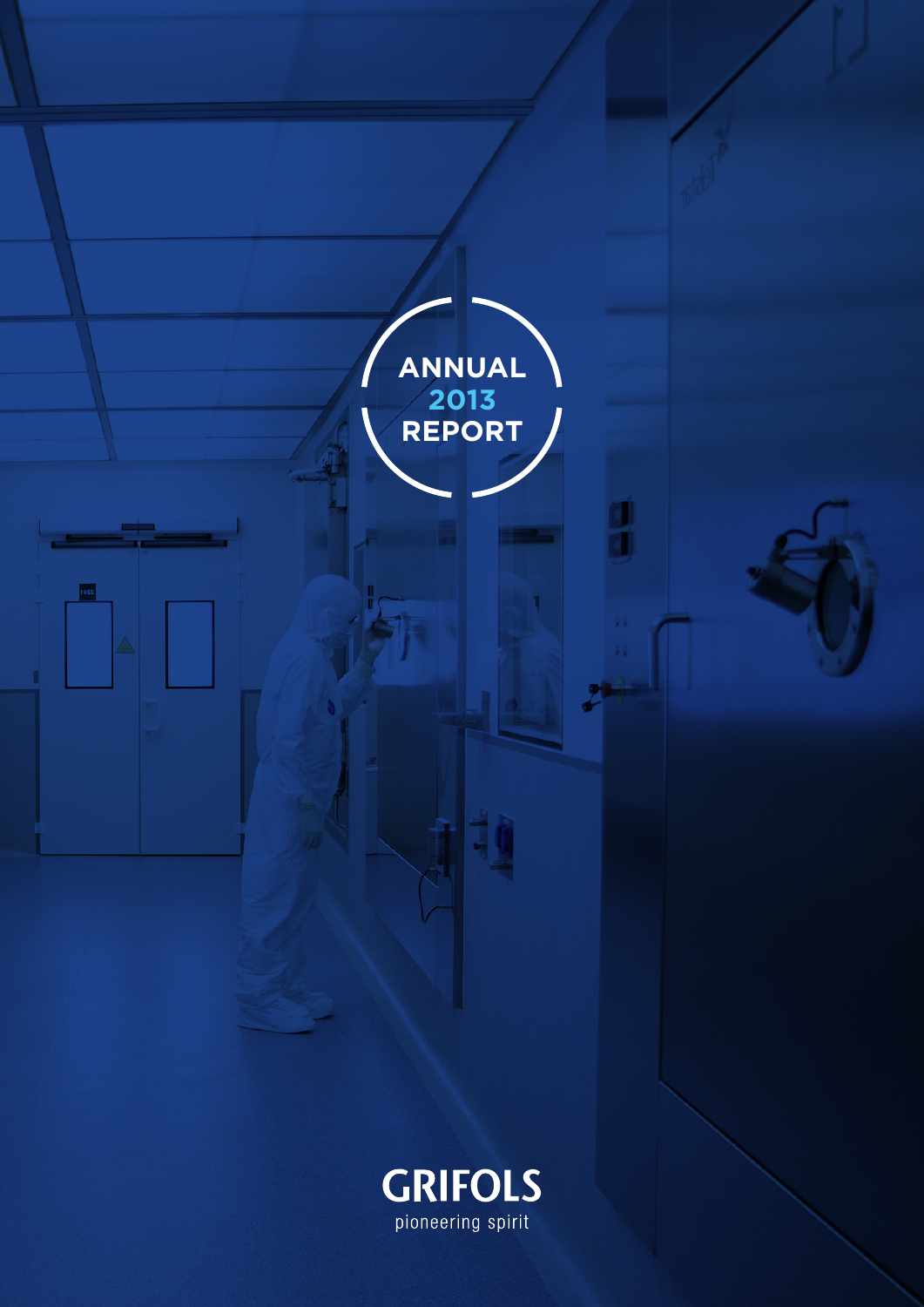# ANNUAL 2013 REPORT

GRIFOLS

pioneering spirit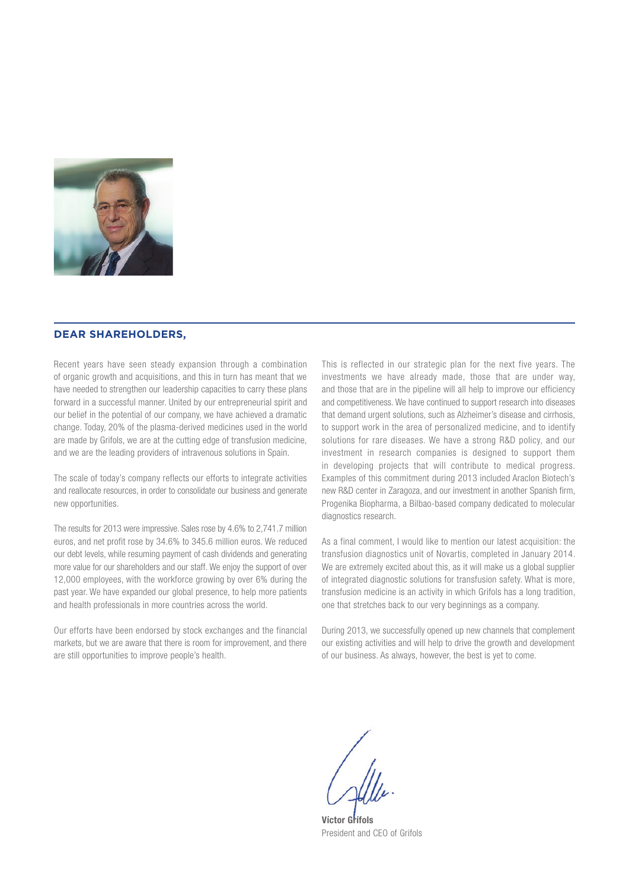## DEAR SHAREHOLDERS,

Recent years have seen steady expansion through a combination of organic growth and acquisitions, and this in turn has meant that we have needed to strengthen our leadership capacities to carry these plans forward in a successful manner. United by our entrepreneurial spirit and our belief in the potential of our company, we have achieved a dramatic change. Today, 20% of the plasma-derived medicines used in the world are made by Grifols, we are at the cutting edge of transfusion medicine, and we are the leading providers of intravenous solutions in Spain.

The scale of today's company reflects our efforts to integrate activities and reallocate resources, in order to consolidate our business and generate new opportunities.

The results for 2013 were impressive. Sales rose by 4.6% to 2,741.7 million euros, and net profit rose by 34.6% to 345.6 million euros. We reduced our debt levels, while resuming payment of cash dividends and generating more value for our shareholders and our staff. We enjoy the support of over 12,000 employees, with the workforce growing by over 6% during the past year. We have expanded our global presence, to help more patients and health professionals in more countries across the world.

Our efforts have been endorsed by stock exchanges and the financial markets, but we are aware that there is room for improvement, and there are still opportunities to improve people's health.

This is reflected in our strategic plan for the next five years. The investments we have already made, those that are under way, and those that are in the pipeline will all help to improve our efficiency and competitiveness. We have continued to support research into diseases that demand urgent solutions, such as Alzheimer's disease and cirrhosis, to support work in the area of personalized medicine, and to identify solutions for rare diseases. We have a strong R&D policy, and our investment in research companies is designed to support them in developing projects that will contribute to medical progress. Examples of this commitment during 2013 included Araclon Biotech's new R&D center in Zaragoza, and our investment in another Spanish firm, Progenika Biopharma, a Bilbao-based company dedicated to molecular diagnostics research.

As a final comment, I would like to mention our latest acquisition: the transfusion diagnostics unit of Novartis, completed in January 2014. We are extremely excited about this, as it will make us a global supplier of integrated diagnostic solutions for transfusion safety. What is more, transfusion medicine is an activity in which Grifols has a long tradition, one that stretches back to our very beginnings as a company.

During 2013, we successfully opened up new channels that complement our existing activities and will help to drive the growth and development of our business. As always, however, the best is yet to come.

**Víctor Grífols**
President and CEO of Grifols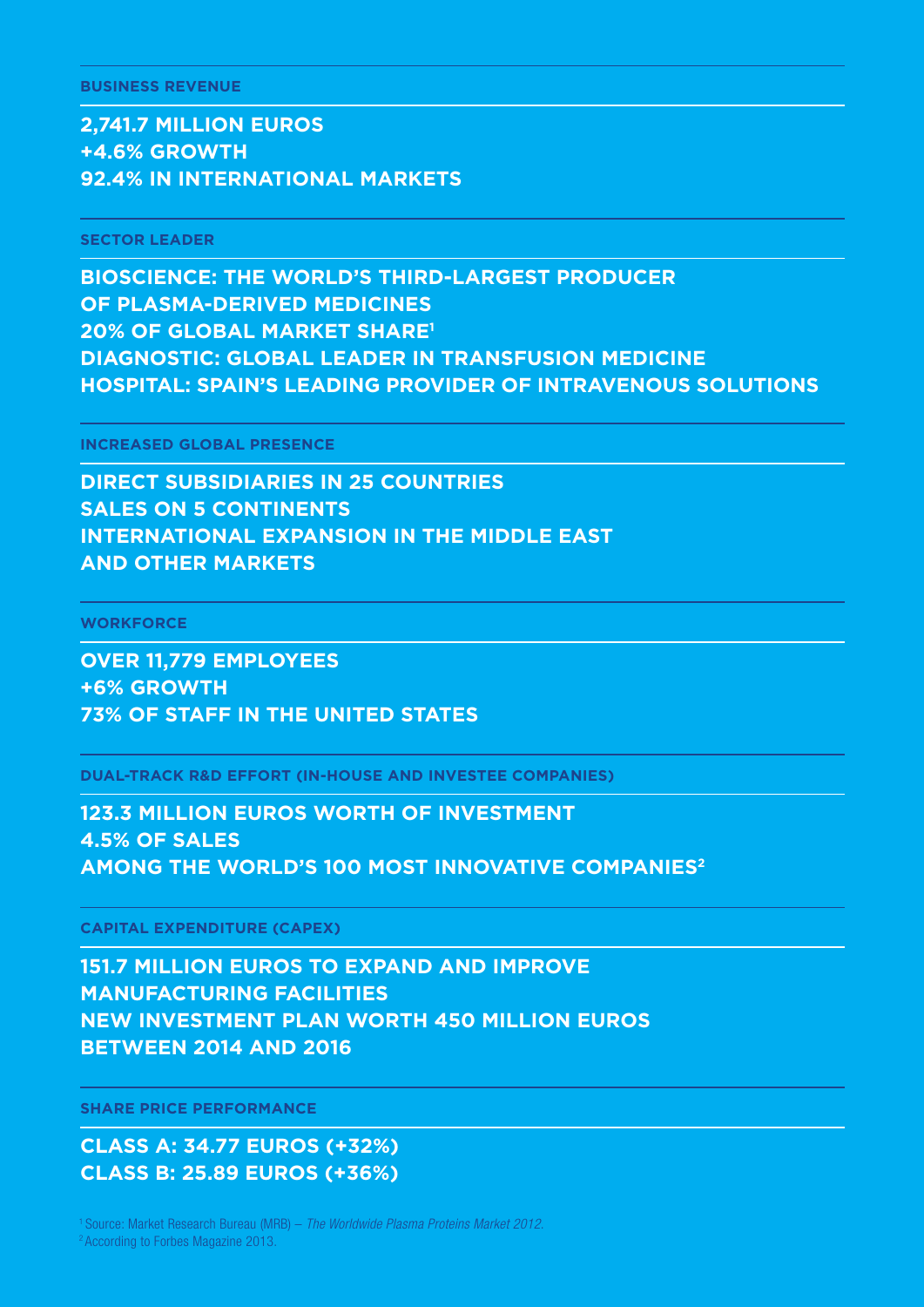## BUSINESS REVENUE

**2,741.7 MILLION EUROS**
**+4.6% GROWTH**
**92.4% IN INTERNATIONAL MARKETS**

## SECTOR LEADER

**BIOSCIENCE: THE WORLD'S THIRD-LARGEST PRODUCER OF PLASMA-DERIVED MEDICINES**
**20% OF GLOBAL MARKET SHARE[1]**
**DIAGNOSTIC: GLOBAL LEADER IN TRANSFUSION MEDICINE**
**HOSPITAL: SPAIN'S LEADING PROVIDER OF INTRAVENOUS SOLUTIONS**

## INCREASED GLOBAL PRESENCE

**DIRECT SUBSIDIARIES IN 25 COUNTRIES**
**SALES ON 5 CONTINENTS**
**INTERNATIONAL EXPANSION IN THE MIDDLE EAST AND OTHER MARKETS**

## WORKFORCE

**OVER 11,779 EMPLOYEES**
**+6% GROWTH**
**73% OF STAFF IN THE UNITED STATES**

## DUAL-TRACK R&D EFFORT (IN-HOUSE AND INVESTEE COMPANIES)

**123.3 MILLION EUROS WORTH OF INVESTMENT**
**4.5% OF SALES**
**AMONG THE WORLD'S 100 MOST INNOVATIVE COMPANIES[2]**

## CAPITAL EXPENDITURE (CAPEX)

**151.7 MILLION EUROS TO EXPAND AND IMPROVE MANUFACTURING FACILITIES**
**NEW INVESTMENT PLAN WORTH 450 MILLION EUROS BETWEEN 2014 AND 2016**

## SHARE PRICE PERFORMANCE

**CLASS A: 34.77 EUROS (+32%)**
**CLASS B: 25.89 EUROS (+36%)**

[1] Source: Market Research Bureau (MRB) – *The Worldwide Plasma Proteins Market 2012.*
[2] According to Forbes Magazine 2013.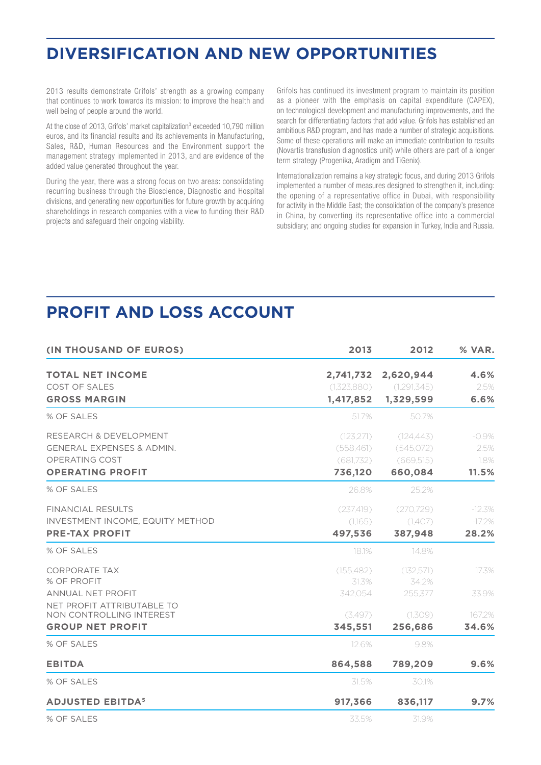# DIVERSIFICATION AND NEW OPPORTUNITIES

2013 results demonstrate Grifols' strength as a growing company that continues to work towards its mission: to improve the health and well being of people around the world.

At the close of 2013, Grifols' market capitalization[3] exceeded 10,790 million euros, and its financial results and its achievements in Manufacturing, Sales, R&D, Human Resources and the Environment support the management strategy implemented in 2013, and are evidence of the added value generated throughout the year.

During the year, there was a strong focus on two areas: consolidating recurring business through the Bioscience, Diagnostic and Hospital divisions, and generating new opportunities for future growth by acquiring shareholdings in research companies with a view to funding their R&D projects and safeguard their ongoing viability.

Grifols has continued its investment program to maintain its position as a pioneer with the emphasis on capital expenditure (CAPEX), on technological development and manufacturing improvements, and the search for differentiating factors that add value. Grifols has established an ambitious R&D program, and has made a number of strategic acquisitions. Some of these operations will make an immediate contribution to results (Novartis transfusion diagnostics unit) while others are part of a longer term strategy (Progenika, Aradigm and TiGenix).

Internationalization remains a key strategic focus, and during 2013 Grifols implemented a number of measures designed to strengthen it, including: the opening of a representative office in Dubai, with responsibility for activity in the Middle East; the consolidation of the company's presence in China, by converting its representative office into a commercial subsidiary; and ongoing studies for expansion in Turkey, India and Russia.

# PROFIT AND LOSS ACCOUNT

| (IN THOUSAND OF EUROS) | 2013 | 2012 | % VAR. |
|---|---|---|---|
| **TOTAL NET INCOME** | **2,741,732** | **2,620,944** | **4.6%** |
| COST OF SALES | (1,323,880) | (1,291,345) | 2.5% |
| **GROSS MARGIN** | **1,417,852** | **1,329,599** | **6.6%** |
| % OF SALES | 51.7% | 50.7% | |
| RESEARCH & DEVELOPMENT | (123,271) | (124,443) | -0.9% |
| GENERAL EXPENSES & ADMIN. | (558,461) | (545,072) | 2.5% |
| OPERATING COST | (681,732) | (669,515) | 1.8% |
| **OPERATING PROFIT** | **736,120** | **660,084** | **11.5%** |
| % OF SALES | 26.8% | 25.2% | |
| FINANCIAL RESULTS | (237,419) | (270,729) | -12.3% |
| INVESTMENT INCOME, EQUITY METHOD | (1,165) | (1,407) | -17.2% |
| **PRE-TAX PROFIT** | **497,536** | **387,948** | **28.2%** |
| % OF SALES | 18.1% | 14.8% | |
| CORPORATE TAX | (155,482) | (132,571) | 17.3% |
| % OF PROFIT | 31.3% | 34.2% | |
| ANNUAL NET PROFIT | 342,054 | 255,377 | 33.9% |
| NET PROFIT ATTRIBUTABLE TO NON CONTROLLING INTEREST | (3,497) | (1,309) | 167.2% |
| **GROUP NET PROFIT** | **345,551** | **256,686** | **34.6%** |
| % OF SALES | 12.6% | 9.8% | |
| **EBITDA** | **864,588** | **789,209** | **9.6%** |
| % OF SALES | 31.5% | 30.1% | |
| **ADJUSTED EBITDA[5]** | **917,366** | **836,117** | **9.7%** |
| % OF SALES | 33.5% | 31.9% | |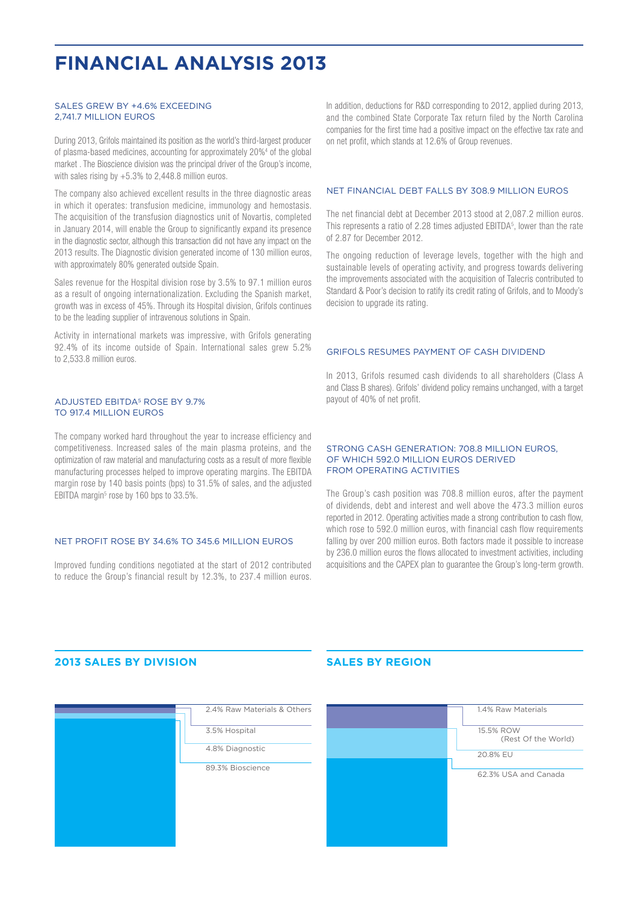# FINANCIAL ANALYSIS 2013

## SALES GREW BY +4.6% EXCEEDING 2,741.7 MILLION EUROS

During 2013, Grifols maintained its position as the world's third-largest producer of plasma-based medicines, accounting for approximately 20%[4] of the global market . The Bioscience division was the principal driver of the Group's income, with sales rising by +5.3% to 2,448.8 million euros.

The company also achieved excellent results in the three diagnostic areas in which it operates: transfusion medicine, immunology and hemostasis. The acquisition of the transfusion diagnostics unit of Novartis, completed in January 2014, will enable the Group to significantly expand its presence in the diagnostic sector, although this transaction did not have any impact on the 2013 results. The Diagnostic division generated income of 130 million euros, with approximately 80% generated outside Spain.

Sales revenue for the Hospital division rose by 3.5% to 97.1 million euros as a result of ongoing internationalization. Excluding the Spanish market, growth was in excess of 45%. Through its Hospital division, Grifols continues to be the leading supplier of intravenous solutions in Spain.

Activity in international markets was impressive, with Grifols generating 92.4% of its income outside of Spain. International sales grew 5.2% to 2,533.8 million euros.

## ADJUSTED EBITDA[5] ROSE BY 9.7% TO 917.4 MILLION EUROS

The company worked hard throughout the year to increase efficiency and competitiveness. Increased sales of the main plasma proteins, and the optimization of raw material and manufacturing costs as a result of more flexible manufacturing processes helped to improve operating margins. The EBITDA margin rose by 140 basis points (bps) to 31.5% of sales, and the adjusted EBITDA margin[5] rose by 160 bps to 33.5%.

## NET PROFIT ROSE BY 34.6% TO 345.6 MILLION EUROS

Improved funding conditions negotiated at the start of 2012 contributed to reduce the Group's financial result by 12.3%, to 237.4 million euros. In addition, deductions for R&D corresponding to 2012, applied during 2013, and the combined State Corporate Tax return filed by the North Carolina companies for the first time had a positive impact on the effective tax rate and on net profit, which stands at 12.6% of Group revenues.

## NET FINANCIAL DEBT FALLS BY 308.9 MILLION EUROS

The net financial debt at December 2013 stood at 2,087.2 million euros. This represents a ratio of 2.28 times adjusted EBITDA[5], lower than the rate of 2.87 for December 2012.

The ongoing reduction of leverage levels, together with the high and sustainable levels of operating activity, and progress towards delivering the improvements associated with the acquisition of Talecris contributed to Standard & Poor's decision to ratify its credit rating of Grifols, and to Moody's decision to upgrade its rating.

## GRIFOLS RESUMES PAYMENT OF CASH DIVIDEND

In 2013, Grifols resumed cash dividends to all shareholders (Class A and Class B shares). Grifols' dividend policy remains unchanged, with a target payout of 40% of net profit.

## STRONG CASH GENERATION: 708.8 MILLION EUROS, OF WHICH 592.0 MILLION EUROS DERIVED FROM OPERATING ACTIVITIES

The Group's cash position was 708.8 million euros, after the payment of dividends, debt and interest and well above the 473.3 million euros reported in 2012. Operating activities made a strong contribution to cash flow, which rose to 592.0 million euros, with financial cash flow requirements falling by over 200 million euros. Both factors made it possible to increase by 236.0 million euros the flows allocated to investment activities, including acquisitions and the CAPEX plan to guarantee the Group's long-term growth.

## 2013 SALES BY DIVISION

- 2.4% Raw Materials & Others
- 3.5% Hospital
- 4.8% Diagnostic
- 89.3% Bioscience

## SALES BY REGION

- 1.4% Raw Materials
- 15.5% ROW (Rest Of the World)
- 20.8% EU
- 62.3% USA and Canada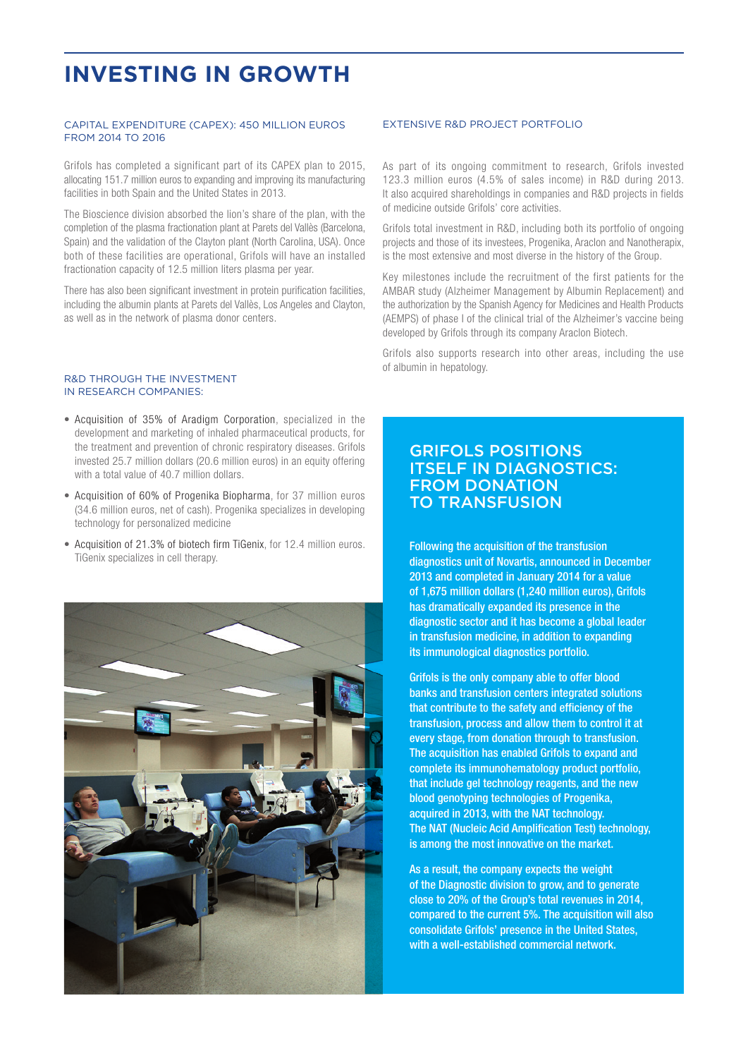# INVESTING IN GROWTH

## CAPITAL EXPENDITURE (CAPEX): 450 MILLION EUROS FROM 2014 TO 2016

Grifols has completed a significant part of its CAPEX plan to 2015, allocating 151.7 million euros to expanding and improving its manufacturing facilities in both Spain and the United States in 2013.

The Bioscience division absorbed the lion's share of the plan, with the completion of the plasma fractionation plant at Parets del Vallès (Barcelona, Spain) and the validation of the Clayton plant (North Carolina, USA). Once both of these facilities are operational, Grifols will have an installed fractionation capacity of 12.5 million liters plasma per year.

There has also been significant investment in protein purification facilities, including the albumin plants at Parets del Vallès, Los Angeles and Clayton, as well as in the network of plasma donor centers.

## R&D THROUGH THE INVESTMENT IN RESEARCH COMPANIES:

- Acquisition of 35% of Aradigm Corporation, specialized in the development and marketing of inhaled pharmaceutical products, for the treatment and prevention of chronic respiratory diseases. Grifols invested 25.7 million dollars (20.6 million euros) in an equity offering with a total value of 40.7 million dollars.
- Acquisition of 60% of Progenika Biopharma, for 37 million euros (34.6 million euros, net of cash). Progenika specializes in developing technology for personalized medicine
- Acquisition of 21.3% of biotech firm TiGenix, for 12.4 million euros. TiGenix specializes in cell therapy.

## EXTENSIVE R&D PROJECT PORTFOLIO

As part of its ongoing commitment to research, Grifols invested 123.3 million euros (4.5% of sales income) in R&D during 2013. It also acquired shareholdings in companies and R&D projects in fields of medicine outside Grifols' core activities.

Grifols total investment in R&D, including both its portfolio of ongoing projects and those of its investees, Progenika, Araclon and Nanotherapix, is the most extensive and most diverse in the history of the Group.

Key milestones include the recruitment of the first patients for the AMBAR study (Alzheimer Management by Albumin Replacement) and the authorization by the Spanish Agency for Medicines and Health Products (AEMPS) of phase I of the clinical trial of the Alzheimer's vaccine being developed by Grifols through its company Araclon Biotech.

Grifols also supports research into other areas, including the use of albumin in hepatology.

## GRIFOLS POSITIONS ITSELF IN DIAGNOSTICS: FROM DONATION TO TRANSFUSION

Following the acquisition of the transfusion diagnostics unit of Novartis, announced in December 2013 and completed in January 2014 for a value of 1,675 million dollars (1,240 million euros), Grifols has dramatically expanded its presence in the diagnostic sector and it has become a global leader in transfusion medicine, in addition to expanding its immunological diagnostics portfolio.

Grifols is the only company able to offer blood banks and transfusion centers integrated solutions that contribute to the safety and efficiency of the transfusion, process and allow them to control it at every stage, from donation through to transfusion. The acquisition has enabled Grifols to expand and complete its immunohematology product portfolio, that include gel technology reagents, and the new blood genotyping technologies of Progenika, acquired in 2013, with the NAT technology. The NAT (Nucleic Acid Amplification Test) technology, is among the most innovative on the market.

As a result, the company expects the weight of the Diagnostic division to grow, and to generate close to 20% of the Group's total revenues in 2014, compared to the current 5%. The acquisition will also consolidate Grifols' presence in the United States, with a well-established commercial network.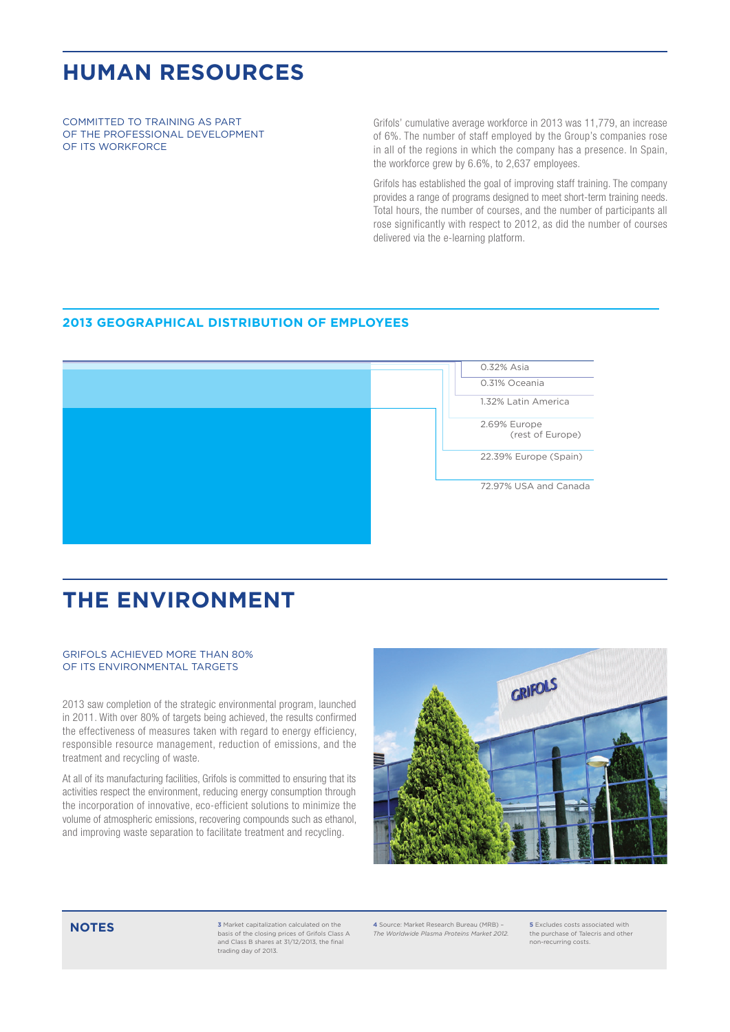# HUMAN RESOURCES

COMMITTED TO TRAINING AS PART OF THE PROFESSIONAL DEVELOPMENT OF ITS WORKFORCE

Grifols' cumulative average workforce in 2013 was 11,779, an increase of 6%. The number of staff employed by the Group's companies rose in all of the regions in which the company has a presence. In Spain, the workforce grew by 6.6%, to 2,637 employees.

Grifols has established the goal of improving staff training. The company provides a range of programs designed to meet short-term training needs. Total hours, the number of courses, and the number of participants all rose significantly with respect to 2012, as did the number of courses delivered via the e-learning platform.

## 2013 GEOGRAPHICAL DISTRIBUTION OF EMPLOYEES

0.32% Asia

0.31% Oceania

1.32% Latin America

2.69% Europe (rest of Europe)

22.39% Europe (Spain)

72.97% USA and Canada

# THE ENVIRONMENT

GRIFOLS ACHIEVED MORE THAN 80% OF ITS ENVIRONMENTAL TARGETS

2013 saw completion of the strategic environmental program, launched in 2011. With over 80% of targets being achieved, the results confirmed the effectiveness of measures taken with regard to energy efficiency, responsible resource management, reduction of emissions, and the treatment and recycling of waste.

At all of its manufacturing facilities, Grifols is committed to ensuring that its activities respect the environment, reducing energy consumption through the incorporation of innovative, eco-efficient solutions to minimize the volume of atmospheric emissions, recovering compounds such as ethanol, and improving waste separation to facilitate treatment and recycling.

## NOTES

**3** Market capitalization calculated on the basis of the closing prices of Grifols Class A and Class B shares at 31/12/2013, the final trading day of 2013.

**4** Source: Market Research Bureau (MRB) – *The Worldwide Plasma Proteins Market 2012.*

**5** Excludes costs associated with the purchase of Talecris and other non-recurring costs.